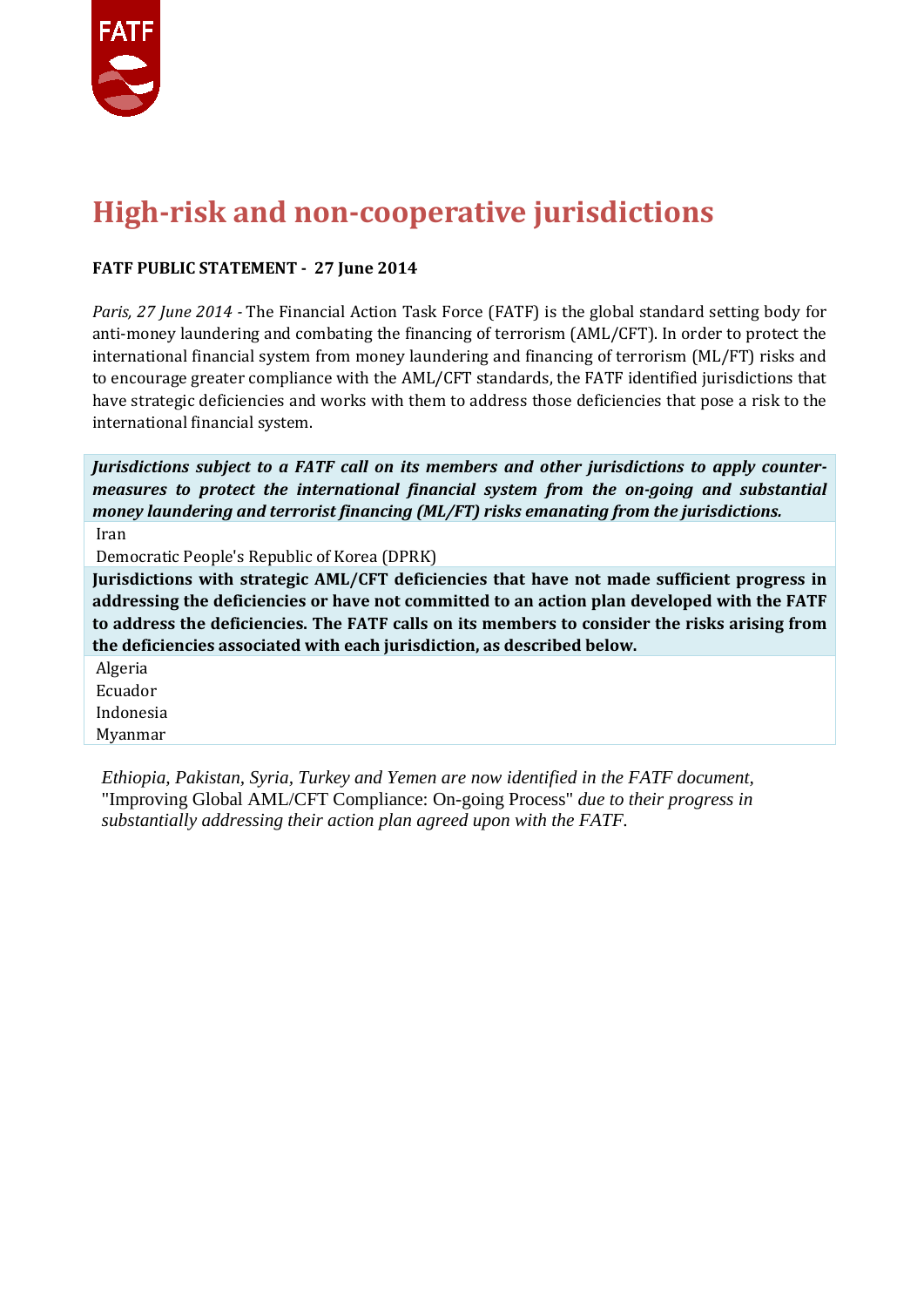# High-risk and non-cooperative jurisdictions

**FATF PUBLIC STATEMENT - 27 June 2014**

*Paris, 27 June 2014* - The Financial Action Task Force (FATF) is the global standard setting body for anti-money laundering and combating the financing of terrorism (AML/CFT). In order to protect the international financial system from money laundering and financing of terrorism (ML/FT) risks and to encourage greater compliance with the AML/CFT standards, the FATF identified jurisdictions that have strategic deficiencies and works with them to address those deficiencies that pose a risk to the international financial system.

| ***Jurisdictions subject to a FATF call on its members and other jurisdictions to apply counter-measures to protect the international financial system from the on-going and substantial money laundering and terrorist financing (ML/FT) risks emanating from the jurisdictions.*** |
|---|
| Iran |
| Democratic People's Republic of Korea (DPRK) |
| **Jurisdictions with strategic AML/CFT deficiencies that have not made sufficient progress in addressing the deficiencies or have not committed to an action plan developed with the FATF to address the deficiencies. The FATF calls on its members to consider the risks arising from the deficiencies associated with each jurisdiction, as described below.** |
| Algeria |
| Ecuador |
| Indonesia |
| Myanmar |

*Ethiopia, Pakistan, Syria, Turkey and Yemen are now identified in the FATF document,* "Improving Global AML/CFT Compliance: On-going Process" *due to their progress in substantially addressing their action plan agreed upon with the FATF.*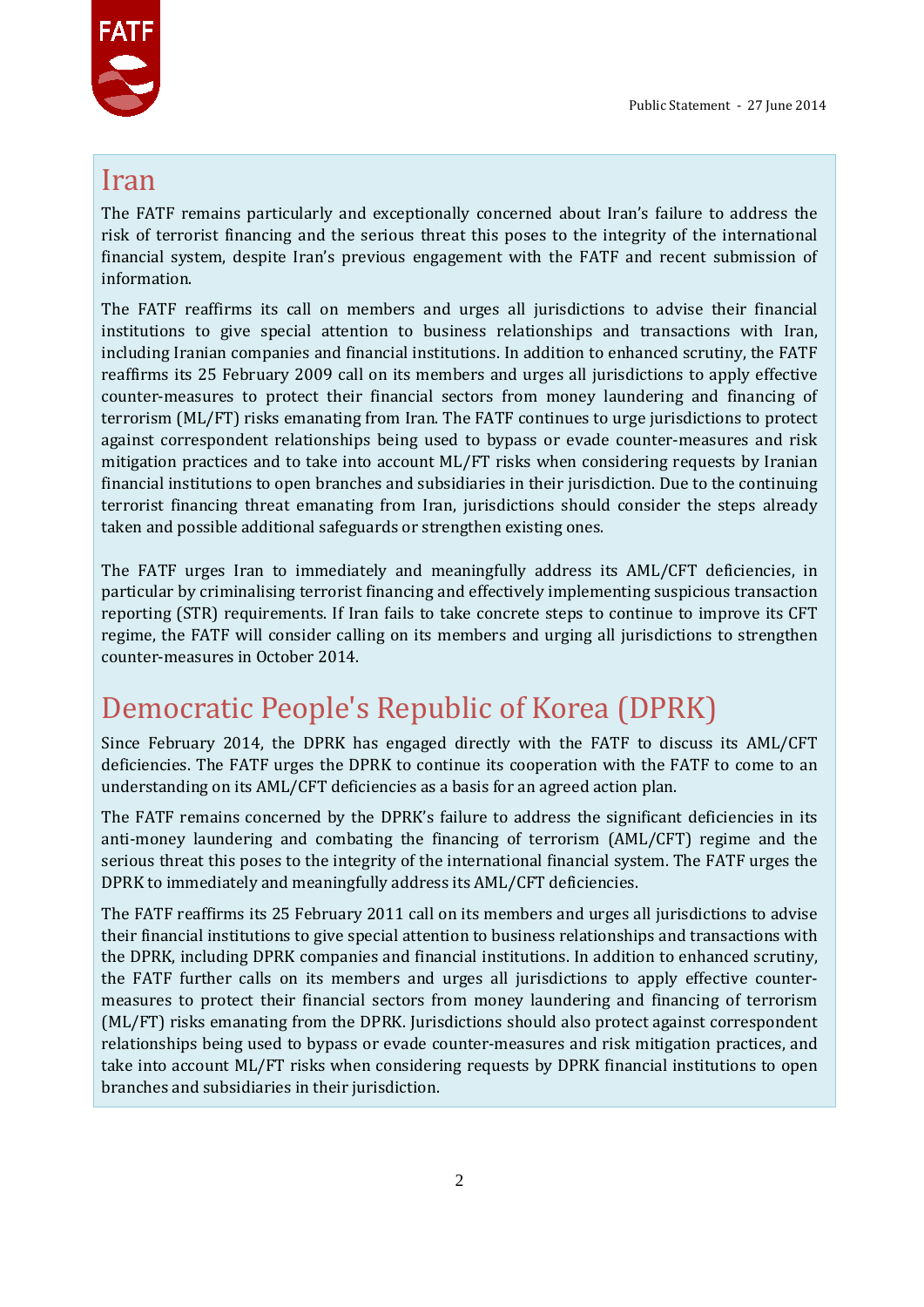# Iran

The FATF remains particularly and exceptionally concerned about Iran's failure to address the risk of terrorist financing and the serious threat this poses to the integrity of the international financial system, despite Iran's previous engagement with the FATF and recent submission of information.

The FATF reaffirms its call on members and urges all jurisdictions to advise their financial institutions to give special attention to business relationships and transactions with Iran, including Iranian companies and financial institutions. In addition to enhanced scrutiny, the FATF reaffirms its 25 February 2009 call on its members and urges all jurisdictions to apply effective counter-measures to protect their financial sectors from money laundering and financing of terrorism (ML/FT) risks emanating from Iran. The FATF continues to urge jurisdictions to protect against correspondent relationships being used to bypass or evade counter-measures and risk mitigation practices and to take into account ML/FT risks when considering requests by Iranian financial institutions to open branches and subsidiaries in their jurisdiction. Due to the continuing terrorist financing threat emanating from Iran, jurisdictions should consider the steps already taken and possible additional safeguards or strengthen existing ones.

The FATF urges Iran to immediately and meaningfully address its AML/CFT deficiencies, in particular by criminalising terrorist financing and effectively implementing suspicious transaction reporting (STR) requirements. If Iran fails to take concrete steps to continue to improve its CFT regime, the FATF will consider calling on its members and urging all jurisdictions to strengthen counter-measures in October 2014.

# Democratic People's Republic of Korea (DPRK)

Since February 2014, the DPRK has engaged directly with the FATF to discuss its AML/CFT deficiencies. The FATF urges the DPRK to continue its cooperation with the FATF to come to an understanding on its AML/CFT deficiencies as a basis for an agreed action plan.

The FATF remains concerned by the DPRK's failure to address the significant deficiencies in its anti-money laundering and combating the financing of terrorism (AML/CFT) regime and the serious threat this poses to the integrity of the international financial system. The FATF urges the DPRK to immediately and meaningfully address its AML/CFT deficiencies.

The FATF reaffirms its 25 February 2011 call on its members and urges all jurisdictions to advise their financial institutions to give special attention to business relationships and transactions with the DPRK, including DPRK companies and financial institutions. In addition to enhanced scrutiny, the FATF further calls on its members and urges all jurisdictions to apply effective counter-measures to protect their financial sectors from money laundering and financing of terrorism (ML/FT) risks emanating from the DPRK. Jurisdictions should also protect against correspondent relationships being used to bypass or evade counter-measures and risk mitigation practices, and take into account ML/FT risks when considering requests by DPRK financial institutions to open branches and subsidiaries in their jurisdiction.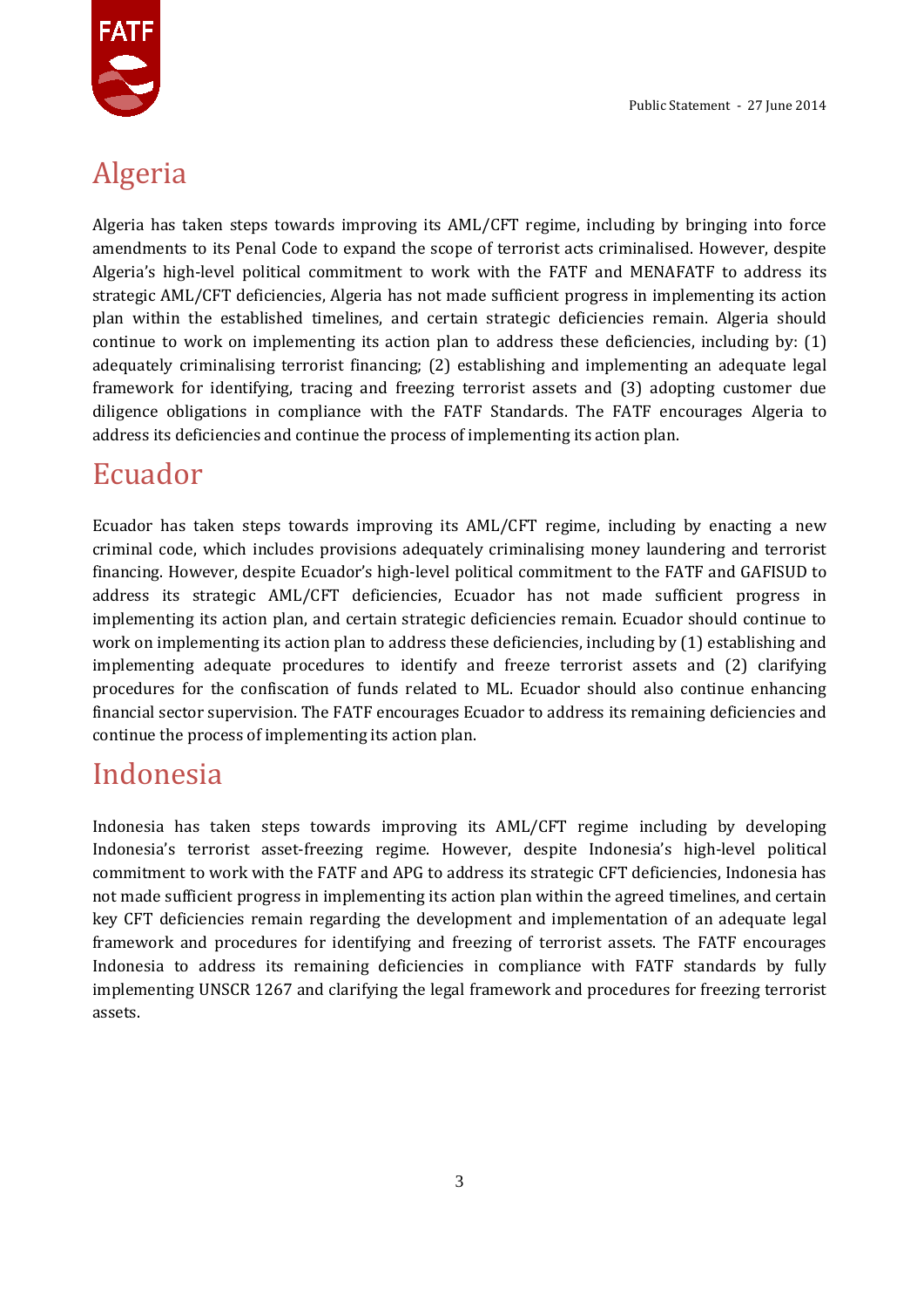## Algeria

Algeria has taken steps towards improving its AML/CFT regime, including by bringing into force amendments to its Penal Code to expand the scope of terrorist acts criminalised. However, despite Algeria's high-level political commitment to work with the FATF and MENAFATF to address its strategic AML/CFT deficiencies, Algeria has not made sufficient progress in implementing its action plan within the established timelines, and certain strategic deficiencies remain. Algeria should continue to work on implementing its action plan to address these deficiencies, including by: (1) adequately criminalising terrorist financing; (2) establishing and implementing an adequate legal framework for identifying, tracing and freezing terrorist assets and (3) adopting customer due diligence obligations in compliance with the FATF Standards. The FATF encourages Algeria to address its deficiencies and continue the process of implementing its action plan.

## Ecuador

Ecuador has taken steps towards improving its AML/CFT regime, including by enacting a new criminal code, which includes provisions adequately criminalising money laundering and terrorist financing. However, despite Ecuador's high-level political commitment to the FATF and GAFISUD to address its strategic AML/CFT deficiencies, Ecuador has not made sufficient progress in implementing its action plan, and certain strategic deficiencies remain. Ecuador should continue to work on implementing its action plan to address these deficiencies, including by (1) establishing and implementing adequate procedures to identify and freeze terrorist assets and (2) clarifying procedures for the confiscation of funds related to ML. Ecuador should also continue enhancing financial sector supervision. The FATF encourages Ecuador to address its remaining deficiencies and continue the process of implementing its action plan.

## Indonesia

Indonesia has taken steps towards improving its AML/CFT regime including by developing Indonesia's terrorist asset-freezing regime. However, despite Indonesia's high-level political commitment to work with the FATF and APG to address its strategic CFT deficiencies, Indonesia has not made sufficient progress in implementing its action plan within the agreed timelines, and certain key CFT deficiencies remain regarding the development and implementation of an adequate legal framework and procedures for identifying and freezing of terrorist assets. The FATF encourages Indonesia to address its remaining deficiencies in compliance with FATF standards by fully implementing UNSCR 1267 and clarifying the legal framework and procedures for freezing terrorist assets.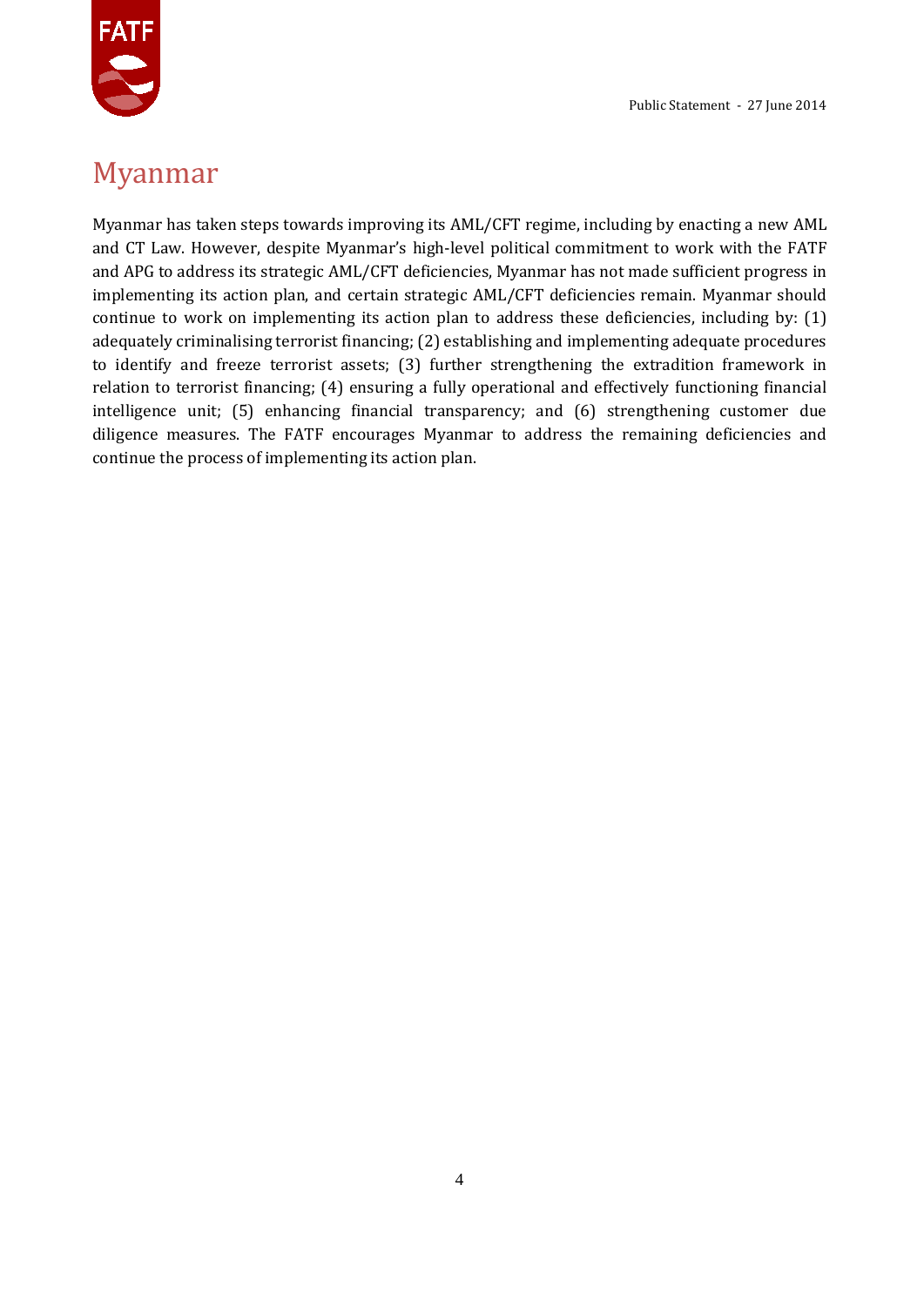# Myanmar

Myanmar has taken steps towards improving its AML/CFT regime, including by enacting a new AML and CT Law. However, despite Myanmar's high-level political commitment to work with the FATF and APG to address its strategic AML/CFT deficiencies, Myanmar has not made sufficient progress in implementing its action plan, and certain strategic AML/CFT deficiencies remain. Myanmar should continue to work on implementing its action plan to address these deficiencies, including by: (1) adequately criminalising terrorist financing; (2) establishing and implementing adequate procedures to identify and freeze terrorist assets; (3) further strengthening the extradition framework in relation to terrorist financing; (4) ensuring a fully operational and effectively functioning financial intelligence unit; (5) enhancing financial transparency; and (6) strengthening customer due diligence measures. The FATF encourages Myanmar to address the remaining deficiencies and continue the process of implementing its action plan.